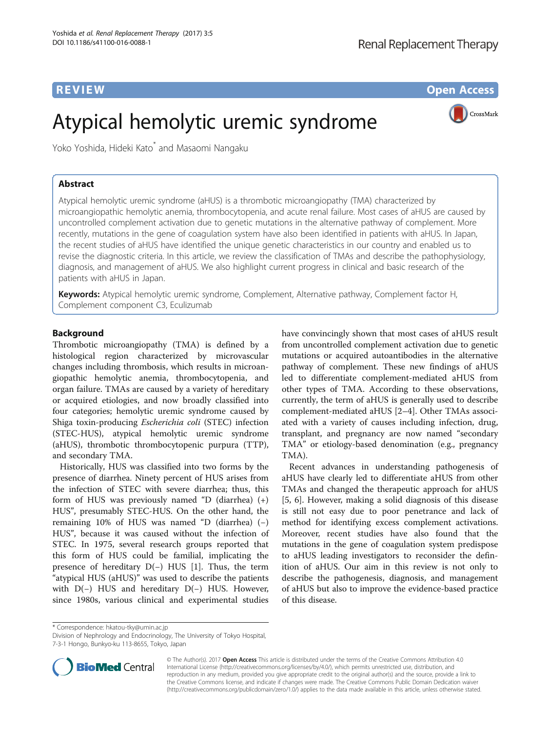**REVIEW** **Open Access**

# Atypical hemolytic uremic syndrome

Yoko Yoshida, Hideki Kato* and Masaomi Nangaku

## Abstract

Atypical hemolytic uremic syndrome (aHUS) is a thrombotic microangiopathy (TMA) characterized by microangiopathic hemolytic anemia, thrombocytopenia, and acute renal failure. Most cases of aHUS are caused by uncontrolled complement activation due to genetic mutations in the alternative pathway of complement. More recently, mutations in the gene of coagulation system have also been identified in patients with aHUS. In Japan, the recent studies of aHUS have identified the unique genetic characteristics in our country and enabled us to revise the diagnostic criteria. In this article, we review the classification of TMAs and describe the pathophysiology, diagnosis, and management of aHUS. We also highlight current progress in clinical and basic research of the patients with aHUS in Japan.

**Keywords:** Atypical hemolytic uremic syndrome, Complement, Alternative pathway, Complement factor H, Complement component C3, Eculizumab

## Background

Thrombotic microangiopathy (TMA) is defined by a histological region characterized by microvascular changes including thrombosis, which results in microangiopathic hemolytic anemia, thrombocytopenia, and organ failure. TMAs are caused by a variety of hereditary or acquired etiologies, and now broadly classified into four categories; hemolytic uremic syndrome caused by Shiga toxin-producing *Escherichia coli* (STEC) infection (STEC-HUS), atypical hemolytic uremic syndrome (aHUS), thrombotic thrombocytopenic purpura (TTP), and secondary TMA.

Historically, HUS was classified into two forms by the presence of diarrhea. Ninety percent of HUS arises from the infection of STEC with severe diarrhea; thus, this form of HUS was previously named "D (diarrhea) (+) HUS", presumably STEC-HUS. On the other hand, the remaining 10% of HUS was named "D (diarrhea) (−) HUS", because it was caused without the infection of STEC. In 1975, several research groups reported that this form of HUS could be familial, implicating the presence of hereditary D(−) HUS [1]. Thus, the term "atypical HUS (aHUS)" was used to describe the patients with D(−) HUS and hereditary D(−) HUS. However, since 1980s, various clinical and experimental studies have convincingly shown that most cases of aHUS result from uncontrolled complement activation due to genetic mutations or acquired autoantibodies in the alternative pathway of complement. These new findings of aHUS led to differentiate complement-mediated aHUS from other types of TMA. According to these observations, currently, the term of aHUS is generally used to describe complement-mediated aHUS [2–4]. Other TMAs associated with a variety of causes including infection, drug, transplant, and pregnancy are now named "secondary TMA" or etiology-based denomination (e.g., pregnancy TMA).

Recent advances in understanding pathogenesis of aHUS have clearly led to differentiate aHUS from other TMAs and changed the therapeutic approach for aHUS [5, 6]. However, making a solid diagnosis of this disease is still not easy due to poor penetrance and lack of method for identifying excess complement activations. Moreover, recent studies have also found that the mutations in the gene of coagulation system predispose to aHUS leading investigators to reconsider the definition of aHUS. Our aim in this review is not only to describe the pathogenesis, diagnosis, and management of aHUS but also to improve the evidence-based practice of this disease.

\* Correspondence: hkatou-tky@umin.ac.jp
Division of Nephrology and Endocrinology, The University of Tokyo Hospital, 7-3-1 Hongo, Bunkyo-ku 113-8655, Tokyo, Japan

© The Author(s). 2017 **Open Access** This article is distributed under the terms of the Creative Commons Attribution 4.0 International License (http://creativecommons.org/licenses/by/4.0/), which permits unrestricted use, distribution, and reproduction in any medium, provided you give appropriate credit to the original author(s) and the source, provide a link to the Creative Commons license, and indicate if changes were made. The Creative Commons Public Domain Dedication waiver (http://creativecommons.org/publicdomain/zero/1.0/) applies to the data made available in this article, unless otherwise stated.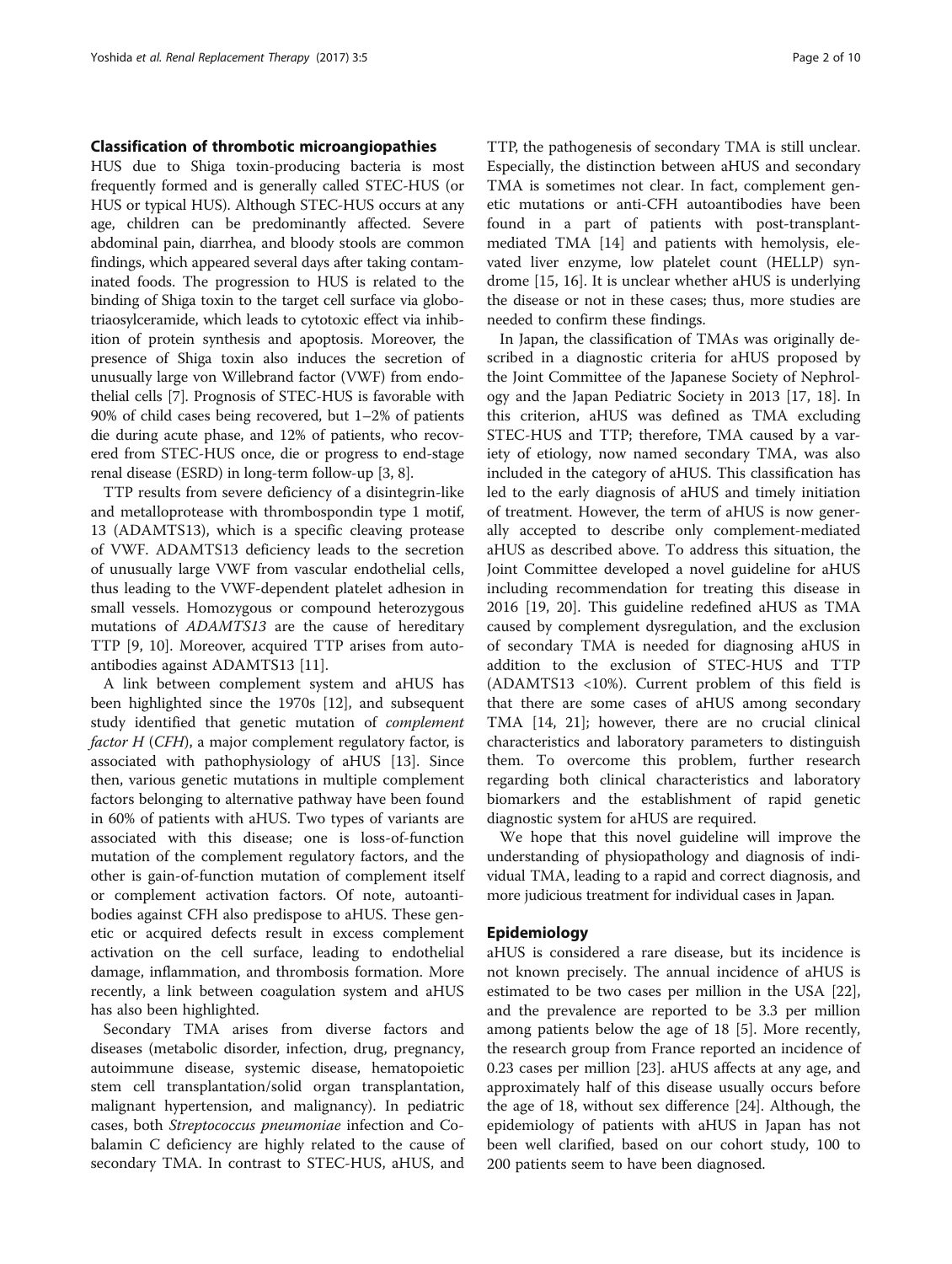## Classification of thrombotic microangiopathies

HUS due to Shiga toxin-producing bacteria is most frequently formed and is generally called STEC-HUS (or HUS or typical HUS). Although STEC-HUS occurs at any age, children can be predominantly affected. Severe abdominal pain, diarrhea, and bloody stools are common findings, which appeared several days after taking contaminated foods. The progression to HUS is related to the binding of Shiga toxin to the target cell surface via globotriaosylceramide, which leads to cytotoxic effect via inhibition of protein synthesis and apoptosis. Moreover, the presence of Shiga toxin also induces the secretion of unusually large von Willebrand factor (VWF) from endothelial cells [7]. Prognosis of STEC-HUS is favorable with 90% of child cases being recovered, but 1–2% of patients die during acute phase, and 12% of patients, who recovered from STEC-HUS once, die or progress to end-stage renal disease (ESRD) in long-term follow-up [3, 8].

TTP results from severe deficiency of a disintegrin-like and metalloprotease with thrombospondin type 1 motif, 13 (ADAMTS13), which is a specific cleaving protease of VWF. ADAMTS13 deficiency leads to the secretion of unusually large VWF from vascular endothelial cells, thus leading to the VWF-dependent platelet adhesion in small vessels. Homozygous or compound heterozygous mutations of *ADAMTS13* are the cause of hereditary TTP [9, 10]. Moreover, acquired TTP arises from autoantibodies against ADAMTS13 [11].

A link between complement system and aHUS has been highlighted since the 1970s [12], and subsequent study identified that genetic mutation of *complement factor H* (*CFH*), a major complement regulatory factor, is associated with pathophysiology of aHUS [13]. Since then, various genetic mutations in multiple complement factors belonging to alternative pathway have been found in 60% of patients with aHUS. Two types of variants are associated with this disease; one is loss-of-function mutation of the complement regulatory factors, and the other is gain-of-function mutation of complement itself or complement activation factors. Of note, autoantibodies against CFH also predispose to aHUS. These genetic or acquired defects result in excess complement activation on the cell surface, leading to endothelial damage, inflammation, and thrombosis formation. More recently, a link between coagulation system and aHUS has also been highlighted.

Secondary TMA arises from diverse factors and diseases (metabolic disorder, infection, drug, pregnancy, autoimmune disease, systemic disease, hematopoietic stem cell transplantation/solid organ transplantation, malignant hypertension, and malignancy). In pediatric cases, both *Streptococcus pneumoniae* infection and Cobalamin C deficiency are highly related to the cause of secondary TMA. In contrast to STEC-HUS, aHUS, and TTP, the pathogenesis of secondary TMA is still unclear. Especially, the distinction between aHUS and secondary TMA is sometimes not clear. In fact, complement genetic mutations or anti-CFH autoantibodies have been found in a part of patients with post-transplant-mediated TMA [14] and patients with hemolysis, elevated liver enzyme, low platelet count (HELLP) syndrome [15, 16]. It is unclear whether aHUS is underlying the disease or not in these cases; thus, more studies are needed to confirm these findings.

In Japan, the classification of TMAs was originally described in a diagnostic criteria for aHUS proposed by the Joint Committee of the Japanese Society of Nephrology and the Japan Pediatric Society in 2013 [17, 18]. In this criterion, aHUS was defined as TMA excluding STEC-HUS and TTP; therefore, TMA caused by a variety of etiology, now named secondary TMA, was also included in the category of aHUS. This classification has led to the early diagnosis of aHUS and timely initiation of treatment. However, the term of aHUS is now generally accepted to describe only complement-mediated aHUS as described above. To address this situation, the Joint Committee developed a novel guideline for aHUS including recommendation for treating this disease in 2016 [19, 20]. This guideline redefined aHUS as TMA caused by complement dysregulation, and the exclusion of secondary TMA is needed for diagnosing aHUS in addition to the exclusion of STEC-HUS and TTP (ADAMTS13 <10%). Current problem of this field is that there are some cases of aHUS among secondary TMA [14, 21]; however, there are no crucial clinical characteristics and laboratory parameters to distinguish them. To overcome this problem, further research regarding both clinical characteristics and laboratory biomarkers and the establishment of rapid genetic diagnostic system for aHUS are required.

We hope that this novel guideline will improve the understanding of physiopathology and diagnosis of individual TMA, leading to a rapid and correct diagnosis, and more judicious treatment for individual cases in Japan.

## Epidemiology

aHUS is considered a rare disease, but its incidence is not known precisely. The annual incidence of aHUS is estimated to be two cases per million in the USA [22], and the prevalence are reported to be 3.3 per million among patients below the age of 18 [5]. More recently, the research group from France reported an incidence of 0.23 cases per million [23]. aHUS affects at any age, and approximately half of this disease usually occurs before the age of 18, without sex difference [24]. Although, the epidemiology of patients with aHUS in Japan has not been well clarified, based on our cohort study, 100 to 200 patients seem to have been diagnosed.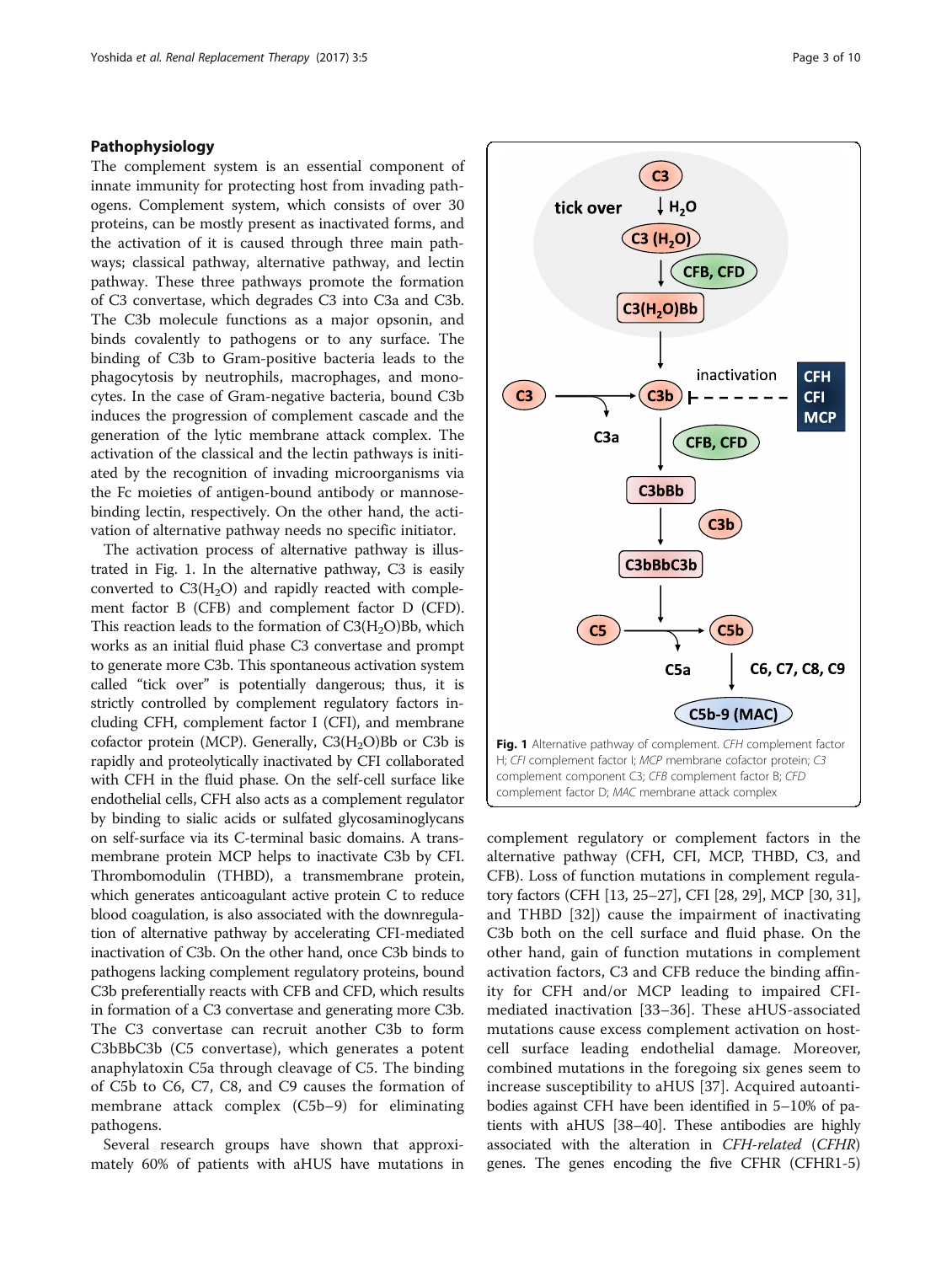## Pathophysiology

The complement system is an essential component of innate immunity for protecting host from invading pathogens. Complement system, which consists of over 30 proteins, can be mostly present as inactivated forms, and the activation of it is caused through three main pathways; classical pathway, alternative pathway, and lectin pathway. These three pathways promote the formation of C3 convertase, which degrades C3 into C3a and C3b. The C3b molecule functions as a major opsonin, and binds covalently to pathogens or to any surface. The binding of C3b to Gram-positive bacteria leads to the phagocytosis by neutrophils, macrophages, and monocytes. In the case of Gram-negative bacteria, bound C3b induces the progression of complement cascade and the generation of the lytic membrane attack complex. The activation of the classical and the lectin pathways is initiated by the recognition of invading microorganisms via the Fc moieties of antigen-bound antibody or mannose-binding lectin, respectively. On the other hand, the activation of alternative pathway needs no specific initiator.

The activation process of alternative pathway is illustrated in Fig. 1. In the alternative pathway, C3 is easily converted to C3($H_2O$) and rapidly reacted with complement factor B (CFB) and complement factor D (CFD). This reaction leads to the formation of C3($H_2O$)Bb, which works as an initial fluid phase C3 convertase and prompt to generate more C3b. This spontaneous activation system called "tick over" is potentially dangerous; thus, it is strictly controlled by complement regulatory factors including CFH, complement factor I (CFI), and membrane cofactor protein (MCP). Generally, C3($H_2O$)Bb or C3b is rapidly and proteolytically inactivated by CFI collaborated with CFH in the fluid phase. On the self-cell surface like endothelial cells, CFH also acts as a complement regulator by binding to sialic acids or sulfated glycosaminoglycans on self-surface via its C-terminal basic domains. A transmembrane protein MCP helps to inactivate C3b by CFI. Thrombomodulin (THBD), a transmembrane protein, which generates anticoagulant active protein C to reduce blood coagulation, is also associated with the downregulation of alternative pathway by accelerating CFI-mediated inactivation of C3b. On the other hand, once C3b binds to pathogens lacking complement regulatory proteins, bound C3b preferentially reacts with CFB and CFD, which results in formation of a C3 convertase and generating more C3b. The C3 convertase can recruit another C3b to form C3bBbC3b (C5 convertase), which generates a potent anaphylatoxin C5a through cleavage of C5. The binding of C5b to C6, C7, C8, and C9 causes the formation of membrane attack complex (C5b–9) for eliminating pathogens.

Several research groups have shown that approximately 60% of patients with aHUS have mutations in complement regulatory or complement factors in the alternative pathway (CFH, CFI, MCP, THBD, C3, and CFB). Loss of function mutations in complement regulatory factors (CFH [13, 25–27], CFI [28, 29], MCP [30, 31], and THBD [32]) cause the impairment of inactivating C3b both on the cell surface and fluid phase. On the other hand, gain of function mutations in complement activation factors, C3 and CFB reduce the binding affinity for CFH and/or MCP leading to impaired CFI-mediated inactivation [33–36]. These aHUS-associated mutations cause excess complement activation on host-cell surface leading endothelial damage. Moreover, combined mutations in the foregoing six genes seem to increase susceptibility to aHUS [37]. Acquired autoantibodies against CFH have been identified in 5–10% of patients with aHUS [38–40]. These antibodies are highly associated with the alteration in *CFH-related* (*CFHR*) genes. The genes encoding the five CFHR (CFHR1-5)

**Fig. 1** Alternative pathway of complement. *CFH* complement factor H; *CFI* complement factor I; *MCP* membrane cofactor protein; *C3* complement component C3; *CFB* complement factor B; *CFD* complement factor D; *MAC* membrane attack complex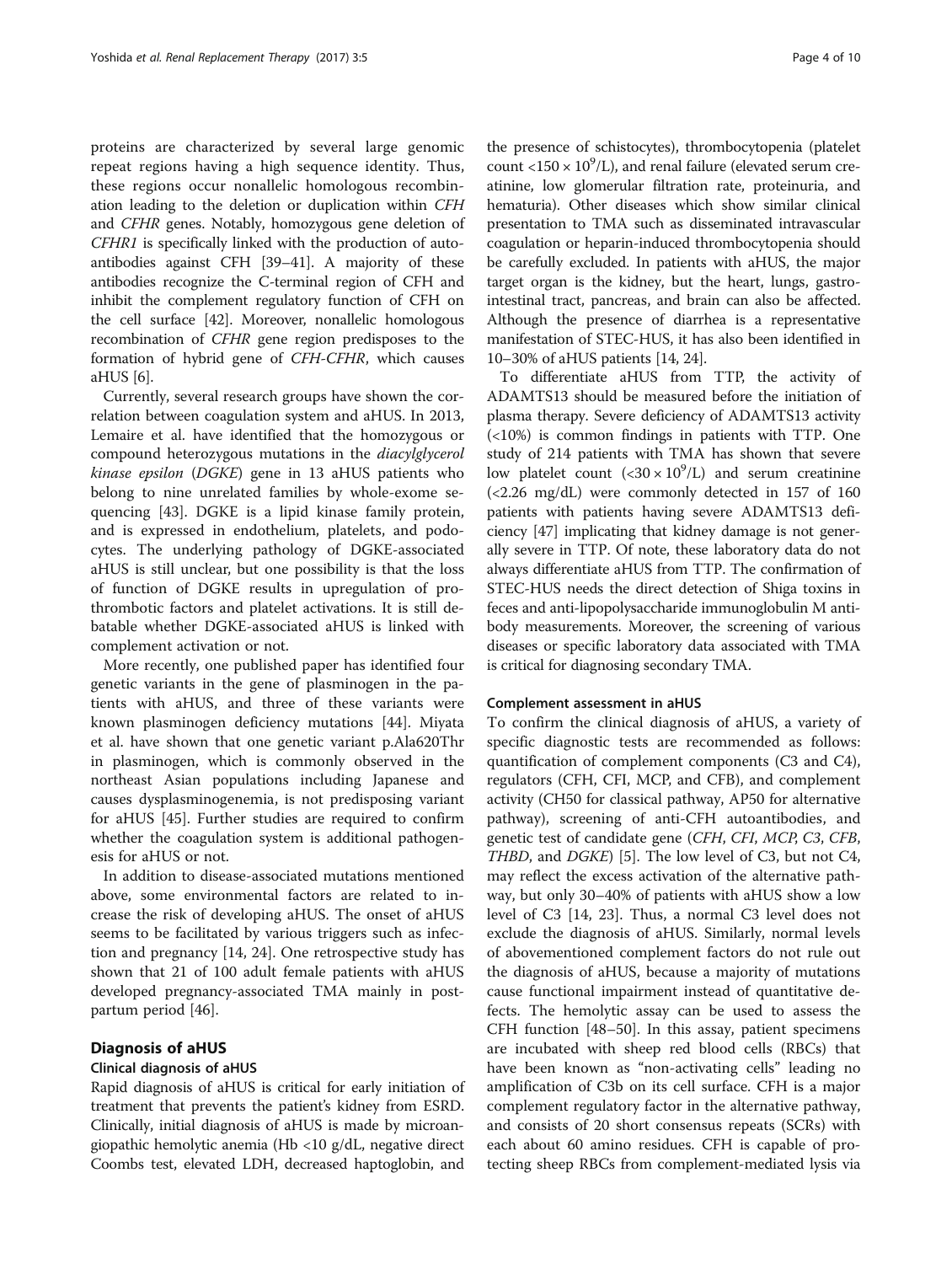proteins are characterized by several large genomic repeat regions having a high sequence identity. Thus, these regions occur nonallelic homologous recombination leading to the deletion or duplication within *CFH* and *CFHR* genes. Notably, homozygous gene deletion of *CFHR1* is specifically linked with the production of autoantibodies against CFH [39–41]. A majority of these antibodies recognize the C-terminal region of CFH and inhibit the complement regulatory function of CFH on the cell surface [42]. Moreover, nonallelic homologous recombination of *CFHR* gene region predisposes to the formation of hybrid gene of *CFH-CFHR*, which causes aHUS [6].

Currently, several research groups have shown the correlation between coagulation system and aHUS. In 2013, Lemaire et al. have identified that the homozygous or compound heterozygous mutations in the *diacylglycerol kinase epsilon* (*DGKE*) gene in 13 aHUS patients who belong to nine unrelated families by whole-exome sequencing [43]. DGKE is a lipid kinase family protein, and is expressed in endothelium, platelets, and podocytes. The underlying pathology of DGKE-associated aHUS is still unclear, but one possibility is that the loss of function of DGKE results in upregulation of prothrombotic factors and platelet activations. It is still debatable whether DGKE-associated aHUS is linked with complement activation or not.

More recently, one published paper has identified four genetic variants in the gene of plasminogen in the patients with aHUS, and three of these variants were known plasminogen deficiency mutations [44]. Miyata et al. have shown that one genetic variant p.Ala620Thr in plasminogen, which is commonly observed in the northeast Asian populations including Japanese and causes dysplasminogenemia, is not predisposing variant for aHUS [45]. Further studies are required to confirm whether the coagulation system is additional pathogenesis for aHUS or not.

In addition to disease-associated mutations mentioned above, some environmental factors are related to increase the risk of developing aHUS. The onset of aHUS seems to be facilitated by various triggers such as infection and pregnancy [14, 24]. One retrospective study has shown that 21 of 100 adult female patients with aHUS developed pregnancy-associated TMA mainly in postpartum period [46].

## Diagnosis of aHUS

### Clinical diagnosis of aHUS

Rapid diagnosis of aHUS is critical for early initiation of treatment that prevents the patient's kidney from ESRD. Clinically, initial diagnosis of aHUS is made by microangiopathic hemolytic anemia (Hb <10 g/dL, negative direct Coombs test, elevated LDH, decreased haptoglobin, and the presence of schistocytes), thrombocytopenia (platelet count $<150 \times 10^9$/L), and renal failure (elevated serum creatinine, low glomerular filtration rate, proteinuria, and hematuria). Other diseases which show similar clinical presentation to TMA such as disseminated intravascular coagulation or heparin-induced thrombocytopenia should be carefully excluded. In patients with aHUS, the major target organ is the kidney, but the heart, lungs, gastrointestinal tract, pancreas, and brain can also be affected. Although the presence of diarrhea is a representative manifestation of STEC-HUS, it has also been identified in 10–30% of aHUS patients [14, 24].

To differentiate aHUS from TTP, the activity of ADAMTS13 should be measured before the initiation of plasma therapy. Severe deficiency of ADAMTS13 activity (<10%) is common findings in patients with TTP. One study of 214 patients with TMA has shown that severe low platelet count ($<30 \times 10^9$/L) and serum creatinine (<2.26 mg/dL) were commonly detected in 157 of 160 patients with patients having severe ADAMTS13 deficiency [47] implicating that kidney damage is not generally severe in TTP. Of note, these laboratory data do not always differentiate aHUS from TTP. The confirmation of STEC-HUS needs the direct detection of Shiga toxins in feces and anti-lipopolysaccharide immunoglobulin M antibody measurements. Moreover, the screening of various diseases or specific laboratory data associated with TMA is critical for diagnosing secondary TMA.

### Complement assessment in aHUS

To confirm the clinical diagnosis of aHUS, a variety of specific diagnostic tests are recommended as follows: quantification of complement components (C3 and C4), regulators (CFH, CFI, MCP, and CFB), and complement activity (CH50 for classical pathway, AP50 for alternative pathway), screening of anti-CFH autoantibodies, and genetic test of candidate gene (*CFH*, *CFI*, *MCP*, *C3*, *CFB*, *THBD*, and *DGKE*) [5]. The low level of C3, but not C4, may reflect the excess activation of the alternative pathway, but only 30–40% of patients with aHUS show a low level of C3 [14, 23]. Thus, a normal C3 level does not exclude the diagnosis of aHUS. Similarly, normal levels of abovementioned complement factors do not rule out the diagnosis of aHUS, because a majority of mutations cause functional impairment instead of quantitative defects. The hemolytic assay can be used to assess the CFH function [48–50]. In this assay, patient specimens are incubated with sheep red blood cells (RBCs) that have been known as "non-activating cells" leading no amplification of C3b on its cell surface. CFH is a major complement regulatory factor in the alternative pathway, and consists of 20 short consensus repeats (SCRs) with each about 60 amino residues. CFH is capable of protecting sheep RBCs from complement-mediated lysis via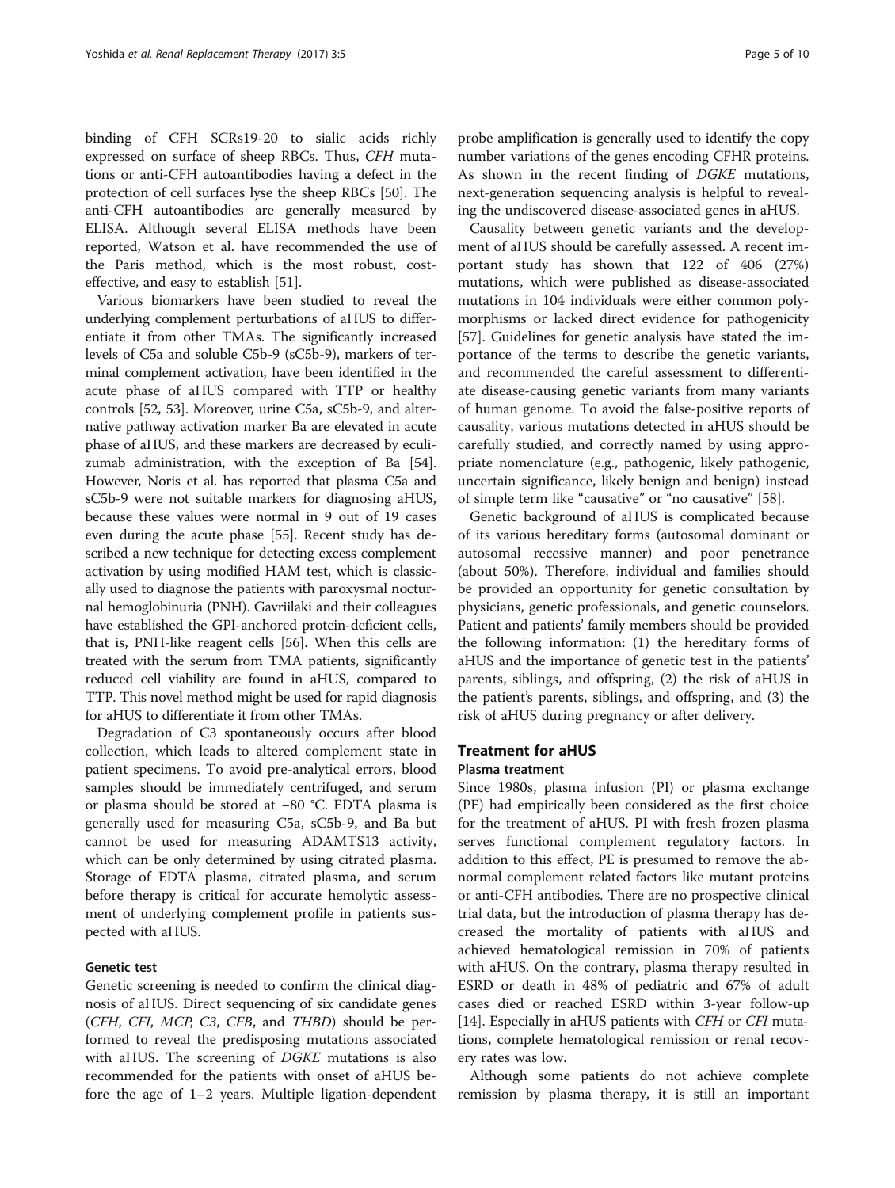binding of CFH SCRs19-20 to sialic acids richly expressed on surface of sheep RBCs. Thus, *CFH* mutations or anti-CFH autoantibodies having a defect in the protection of cell surfaces lyse the sheep RBCs [50]. The anti-CFH autoantibodies are generally measured by ELISA. Although several ELISA methods have been reported, Watson et al. have recommended the use of the Paris method, which is the most robust, cost-effective, and easy to establish [51].

Various biomarkers have been studied to reveal the underlying complement perturbations of aHUS to differentiate it from other TMAs. The significantly increased levels of C5a and soluble C5b-9 (sC5b-9), markers of terminal complement activation, have been identified in the acute phase of aHUS compared with TTP or healthy controls [52, 53]. Moreover, urine C5a, sC5b-9, and alternative pathway activation marker Ba are elevated in acute phase of aHUS, and these markers are decreased by eculizumab administration, with the exception of Ba [54]. However, Noris et al. has reported that plasma C5a and sC5b-9 were not suitable markers for diagnosing aHUS, because these values were normal in 9 out of 19 cases even during the acute phase [55]. Recent study has described a new technique for detecting excess complement activation by using modified HAM test, which is classically used to diagnose the patients with paroxysmal nocturnal hemoglobinuria (PNH). Gavriilaki and their colleagues have established the GPI-anchored protein-deficient cells, that is, PNH-like reagent cells [56]. When this cells are treated with the serum from TMA patients, significantly reduced cell viability are found in aHUS, compared to TTP. This novel method might be used for rapid diagnosis for aHUS to differentiate it from other TMAs.

Degradation of C3 spontaneously occurs after blood collection, which leads to altered complement state in patient specimens. To avoid pre-analytical errors, blood samples should be immediately centrifuged, and serum or plasma should be stored at −80 °C. EDTA plasma is generally used for measuring C5a, sC5b-9, and Ba but cannot be used for measuring ADAMTS13 activity, which can be only determined by using citrated plasma. Storage of EDTA plasma, citrated plasma, and serum before therapy is critical for accurate hemolytic assessment of underlying complement profile in patients suspected with aHUS.

### Genetic test

Genetic screening is needed to confirm the clinical diagnosis of aHUS. Direct sequencing of six candidate genes (*CFH*, *CFI*, *MCP*, *C3*, *CFB*, and *THBD*) should be performed to reveal the predisposing mutations associated with aHUS. The screening of *DGKE* mutations is also recommended for the patients with onset of aHUS before the age of 1–2 years. Multiple ligation-dependent probe amplification is generally used to identify the copy number variations of the genes encoding CFHR proteins. As shown in the recent finding of *DGKE* mutations, next-generation sequencing analysis is helpful to revealing the undiscovered disease-associated genes in aHUS.

Causality between genetic variants and the development of aHUS should be carefully assessed. A recent important study has shown that 122 of 406 (27%) mutations, which were published as disease-associated mutations in 104 individuals were either common polymorphisms or lacked direct evidence for pathogenicity [57]. Guidelines for genetic analysis have stated the importance of the terms to describe the genetic variants, and recommended the careful assessment to differentiate disease-causing genetic variants from many variants of human genome. To avoid the false-positive reports of causality, various mutations detected in aHUS should be carefully studied, and correctly named by using appropriate nomenclature (e.g., pathogenic, likely pathogenic, uncertain significance, likely benign and benign) instead of simple term like "causative" or "no causative" [58].

Genetic background of aHUS is complicated because of its various hereditary forms (autosomal dominant or autosomal recessive manner) and poor penetrance (about 50%). Therefore, individual and families should be provided an opportunity for genetic consultation by physicians, genetic professionals, and genetic counselors. Patient and patients' family members should be provided the following information: (1) the hereditary forms of aHUS and the importance of genetic test in the patients' parents, siblings, and offspring, (2) the risk of aHUS in the patient's parents, siblings, and offspring, and (3) the risk of aHUS during pregnancy or after delivery.

## Treatment for aHUS

### Plasma treatment

Since 1980s, plasma infusion (PI) or plasma exchange (PE) had empirically been considered as the first choice for the treatment of aHUS. PI with fresh frozen plasma serves functional complement regulatory factors. In addition to this effect, PE is presumed to remove the abnormal complement related factors like mutant proteins or anti-CFH antibodies. There are no prospective clinical trial data, but the introduction of plasma therapy has decreased the mortality of patients with aHUS and achieved hematological remission in 70% of patients with aHUS. On the contrary, plasma therapy resulted in ESRD or death in 48% of pediatric and 67% of adult cases died or reached ESRD within 3-year follow-up [14]. Especially in aHUS patients with *CFH* or *CFI* mutations, complete hematological remission or renal recovery rates was low.

Although some patients do not achieve complete remission by plasma therapy, it is still an important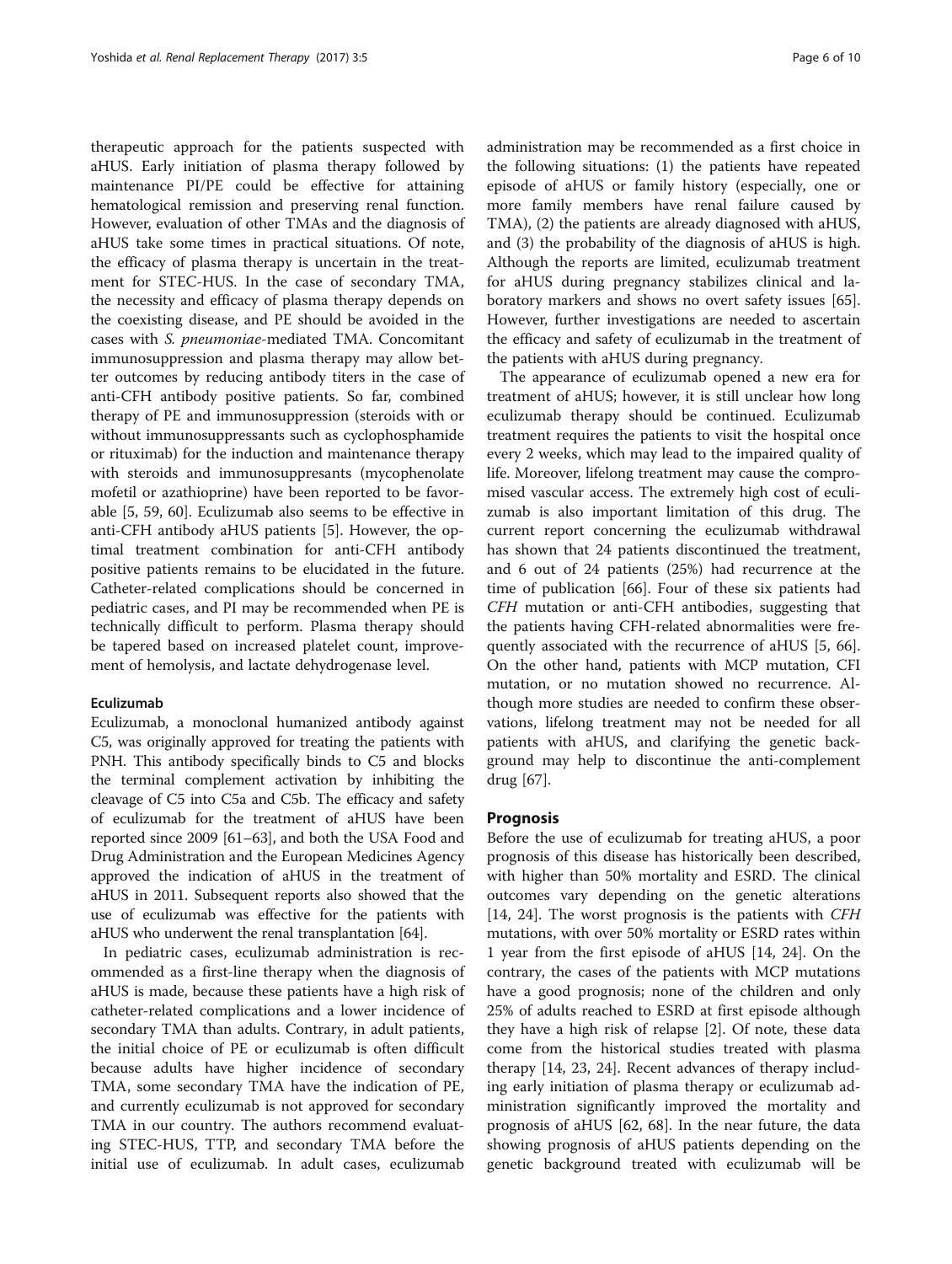therapeutic approach for the patients suspected with aHUS. Early initiation of plasma therapy followed by maintenance PI/PE could be effective for attaining hematological remission and preserving renal function. However, evaluation of other TMAs and the diagnosis of aHUS take some times in practical situations. Of note, the efficacy of plasma therapy is uncertain in the treatment for STEC-HUS. In the case of secondary TMA, the necessity and efficacy of plasma therapy depends on the coexisting disease, and PE should be avoided in the cases with *S. pneumoniae*-mediated TMA. Concomitant immunosuppression and plasma therapy may allow better outcomes by reducing antibody titers in the case of anti-CFH antibody positive patients. So far, combined therapy of PE and immunosuppression (steroids with or without immunosuppressants such as cyclophosphamide or rituximab) for the induction and maintenance therapy with steroids and immunosuppresants (mycophenolate mofetil or azathioprine) have been reported to be favorable [5, 59, 60]. Eculizumab also seems to be effective in anti-CFH antibody aHUS patients [5]. However, the optimal treatment combination for anti-CFH antibody positive patients remains to be elucidated in the future. Catheter-related complications should be concerned in pediatric cases, and PI may be recommended when PE is technically difficult to perform. Plasma therapy should be tapered based on increased platelet count, improvement of hemolysis, and lactate dehydrogenase level.

### Eculizumab

Eculizumab, a monoclonal humanized antibody against C5, was originally approved for treating the patients with PNH. This antibody specifically binds to C5 and blocks the terminal complement activation by inhibiting the cleavage of C5 into C5a and C5b. The efficacy and safety of eculizumab for the treatment of aHUS have been reported since 2009 [61–63], and both the USA Food and Drug Administration and the European Medicines Agency approved the indication of aHUS in the treatment of aHUS in 2011. Subsequent reports also showed that the use of eculizumab was effective for the patients with aHUS who underwent the renal transplantation [64].

In pediatric cases, eculizumab administration is recommended as a first-line therapy when the diagnosis of aHUS is made, because these patients have a high risk of catheter-related complications and a lower incidence of secondary TMA than adults. Contrary, in adult patients, the initial choice of PE or eculizumab is often difficult because adults have higher incidence of secondary TMA, some secondary TMA have the indication of PE, and currently eculizumab is not approved for secondary TMA in our country. The authors recommend evaluating STEC-HUS, TTP, and secondary TMA before the initial use of eculizumab. In adult cases, eculizumab administration may be recommended as a first choice in the following situations: (1) the patients have repeated episode of aHUS or family history (especially, one or more family members have renal failure caused by TMA), (2) the patients are already diagnosed with aHUS, and (3) the probability of the diagnosis of aHUS is high. Although the reports are limited, eculizumab treatment for aHUS during pregnancy stabilizes clinical and laboratory markers and shows no overt safety issues [65]. However, further investigations are needed to ascertain the efficacy and safety of eculizumab in the treatment of the patients with aHUS during pregnancy.

The appearance of eculizumab opened a new era for treatment of aHUS; however, it is still unclear how long eculizumab therapy should be continued. Eculizumab treatment requires the patients to visit the hospital once every 2 weeks, which may lead to the impaired quality of life. Moreover, lifelong treatment may cause the compromised vascular access. The extremely high cost of eculizumab is also important limitation of this drug. The current report concerning the eculizumab withdrawal has shown that 24 patients discontinued the treatment, and 6 out of 24 patients (25%) had recurrence at the time of publication [66]. Four of these six patients had *CFH* mutation or anti-CFH antibodies, suggesting that the patients having CFH-related abnormalities were frequently associated with the recurrence of aHUS [5, 66]. On the other hand, patients with MCP mutation, CFI mutation, or no mutation showed no recurrence. Although more studies are needed to confirm these observations, lifelong treatment may not be needed for all patients with aHUS, and clarifying the genetic background may help to discontinue the anti-complement drug [67].

## Prognosis

Before the use of eculizumab for treating aHUS, a poor prognosis of this disease has historically been described, with higher than 50% mortality and ESRD. The clinical outcomes vary depending on the genetic alterations [14, 24]. The worst prognosis is the patients with *CFH* mutations, with over 50% mortality or ESRD rates within 1 year from the first episode of aHUS [14, 24]. On the contrary, the cases of the patients with MCP mutations have a good prognosis; none of the children and only 25% of adults reached to ESRD at first episode although they have a high risk of relapse [2]. Of note, these data come from the historical studies treated with plasma therapy [14, 23, 24]. Recent advances of therapy including early initiation of plasma therapy or eculizumab administration significantly improved the mortality and prognosis of aHUS [62, 68]. In the near future, the data showing prognosis of aHUS patients depending on the genetic background treated with eculizumab will be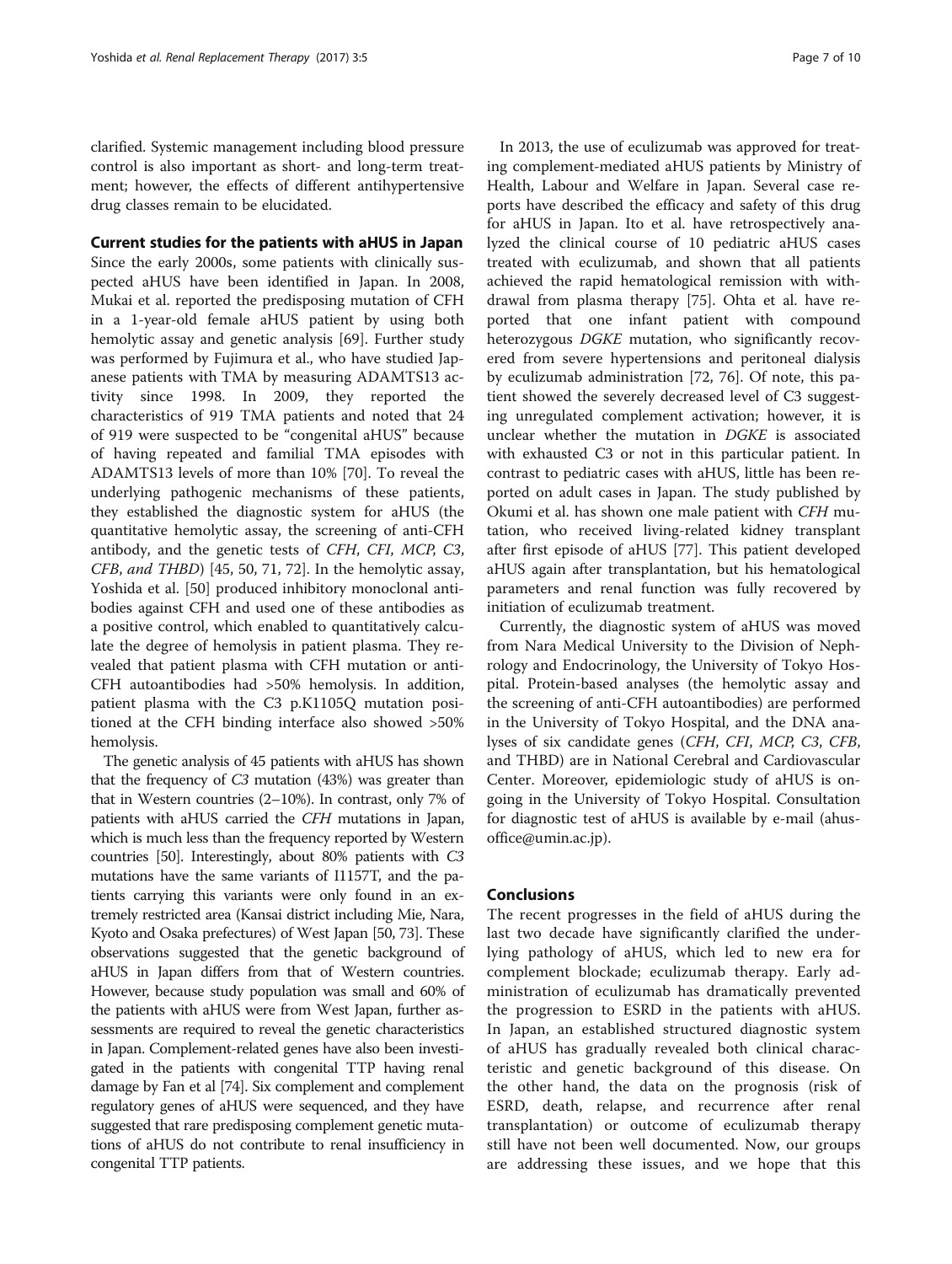clarified. Systemic management including blood pressure control is also important as short- and long-term treatment; however, the effects of different antihypertensive drug classes remain to be elucidated.

## Current studies for the patients with aHUS in Japan

Since the early 2000s, some patients with clinically suspected aHUS have been identified in Japan. In 2008, Mukai et al. reported the predisposing mutation of CFH in a 1-year-old female aHUS patient by using both hemolytic assay and genetic analysis [69]. Further study was performed by Fujimura et al., who have studied Japanese patients with TMA by measuring ADAMTS13 activity since 1998. In 2009, they reported the characteristics of 919 TMA patients and noted that 24 of 919 were suspected to be "congenital aHUS" because of having repeated and familial TMA episodes with ADAMTS13 levels of more than 10% [70]. To reveal the underlying pathogenic mechanisms of these patients, they established the diagnostic system for aHUS (the quantitative hemolytic assay, the screening of anti-CFH antibody, and the genetic tests of *CFH*, *CFI*, *MCP*, *C3*, *CFB*, *and THBD*) [45, 50, 71, 72]. In the hemolytic assay, Yoshida et al. [50] produced inhibitory monoclonal antibodies against CFH and used one of these antibodies as a positive control, which enabled to quantitatively calculate the degree of hemolysis in patient plasma. They revealed that patient plasma with CFH mutation or anti-CFH autoantibodies had >50% hemolysis. In addition, patient plasma with the C3 p.K1105Q mutation positioned at the CFH binding interface also showed >50% hemolysis.

The genetic analysis of 45 patients with aHUS has shown that the frequency of *C3* mutation (43%) was greater than that in Western countries (2–10%). In contrast, only 7% of patients with aHUS carried the *CFH* mutations in Japan, which is much less than the frequency reported by Western countries [50]. Interestingly, about 80% patients with *C3* mutations have the same variants of I1157T, and the patients carrying this variants were only found in an extremely restricted area (Kansai district including Mie, Nara, Kyoto and Osaka prefectures) of West Japan [50, 73]. These observations suggested that the genetic background of aHUS in Japan differs from that of Western countries. However, because study population was small and 60% of the patients with aHUS were from West Japan, further assessments are required to reveal the genetic characteristics in Japan. Complement-related genes have also been investigated in the patients with congenital TTP having renal damage by Fan et al [74]. Six complement and complement regulatory genes of aHUS were sequenced, and they have suggested that rare predisposing complement genetic mutations of aHUS do not contribute to renal insufficiency in congenital TTP patients.

In 2013, the use of eculizumab was approved for treating complement-mediated aHUS patients by Ministry of Health, Labour and Welfare in Japan. Several case reports have described the efficacy and safety of this drug for aHUS in Japan. Ito et al. have retrospectively analyzed the clinical course of 10 pediatric aHUS cases treated with eculizumab, and shown that all patients achieved the rapid hematological remission with withdrawal from plasma therapy [75]. Ohta et al. have reported that one infant patient with compound heterozygous *DGKE* mutation, who significantly recovered from severe hypertensions and peritoneal dialysis by eculizumab administration [72, 76]. Of note, this patient showed the severely decreased level of C3 suggesting unregulated complement activation; however, it is unclear whether the mutation in *DGKE* is associated with exhausted C3 or not in this particular patient. In contrast to pediatric cases with aHUS, little has been reported on adult cases in Japan. The study published by Okumi et al. has shown one male patient with *CFH* mutation, who received living-related kidney transplant after first episode of aHUS [77]. This patient developed aHUS again after transplantation, but his hematological parameters and renal function was fully recovered by initiation of eculizumab treatment.

Currently, the diagnostic system of aHUS was moved from Nara Medical University to the Division of Nephrology and Endocrinology, the University of Tokyo Hospital. Protein-based analyses (the hemolytic assay and the screening of anti-CFH autoantibodies) are performed in the University of Tokyo Hospital, and the DNA analyses of six candidate genes (*CFH*, *CFI*, *MCP*, *C3*, *CFB*, and THBD) are in National Cerebral and Cardiovascular Center. Moreover, epidemiologic study of aHUS is ongoing in the University of Tokyo Hospital. Consultation for diagnostic test of aHUS is available by e-mail (ahus-office@umin.ac.jp).

## Conclusions

The recent progresses in the field of aHUS during the last two decade have significantly clarified the underlying pathology of aHUS, which led to new era for complement blockade; eculizumab therapy. Early administration of eculizumab has dramatically prevented the progression to ESRD in the patients with aHUS. In Japan, an established structured diagnostic system of aHUS has gradually revealed both clinical characteristic and genetic background of this disease. On the other hand, the data on the prognosis (risk of ESRD, death, relapse, and recurrence after renal transplantation) or outcome of eculizumab therapy still have not been well documented. Now, our groups are addressing these issues, and we hope that this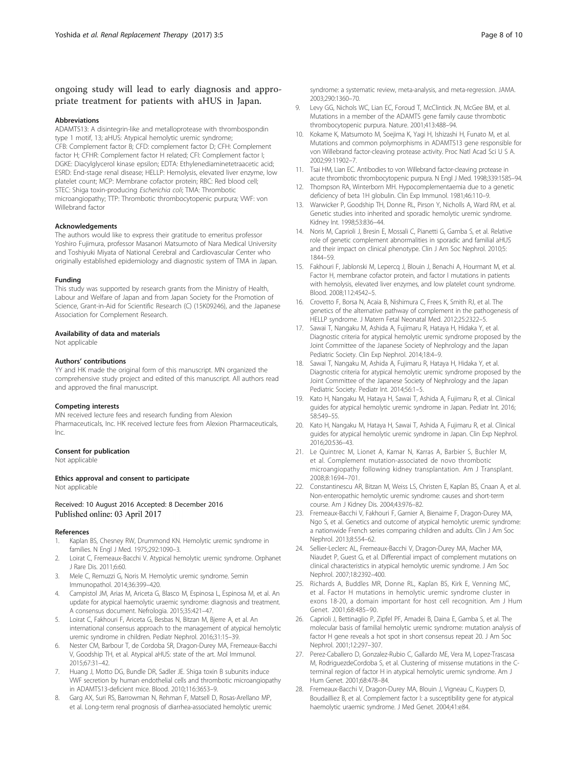ongoing study will lead to early diagnosis and appropriate treatment for patients with aHUS in Japan.

#### Abbreviations

ADAMTS13: A disintegrin-like and metalloprotease with thrombospondin type 1 motif, 13; aHUS: Atypical hemolytic uremic syndrome; CFB: Complement factor B; CFD: complement factor D; CFH: Complement factor H; CFHR: Complement factor H related; CFI: Complement factor I; DGKE: Diacylglycerol kinase epsilon; EDTA: Ethylenediaminetetraacetic acid; ESRD: End-stage renal disease; HELLP: Hemolysis, elevated liver enzyme, low platelet count; MCP: Membrane cofactor protein; RBC: Red blood cell; STEC: Shiga toxin-producing *Escherichia coli*; TMA: Thrombotic microangiopathy; TTP: Thrombotic thrombocytopenic purpura; VWF: von Willebrand factor

#### Acknowledgements

The authors would like to express their gratitude to emeritus professor Yoshiro Fujimura, professor Masanori Matsumoto of Nara Medical University and Toshiyuki Miyata of National Cerebral and Cardiovascular Center who originally established epidemiology and diagnostic system of TMA in Japan.

#### Funding

This study was supported by research grants from the Ministry of Health, Labour and Welfare of Japan and from Japan Society for the Promotion of Science, Grant-in-Aid for Scientific Research (C) (15K09246), and the Japanese Association for Complement Research.

#### Availability of data and materials

Not applicable

#### Authors' contributions

YY and HK made the original form of this manuscript. MN organized the comprehensive study project and edited of this manuscript. All authors read and approved the final manuscript.

#### Competing interests

MN received lecture fees and research funding from Alexion Pharmaceuticals, Inc. HK received lecture fees from Alexion Pharmaceuticals, Inc.

#### Consent for publication

Not applicable

#### Ethics approval and consent to participate

Not applicable

Received: 10 August 2016 Accepted: 8 December 2016
Published online: 03 April 2017

#### References

1. Kaplan BS, Chesney RW, Drummond KN. Hemolytic uremic syndrome in families. N Engl J Med. 1975;292:1090–3.
2. Loirat C, Fremeaux-Bacchi V. Atypical hemolytic uremic syndrome. Orphanet J Rare Dis. 2011;6:60.
3. Mele C, Remuzzi G, Noris M. Hemolytic uremic syndrome. Semin Immunopathol. 2014;36:399–420.
4. Campistol JM, Arias M, Ariceta G, Blasco M, Espinosa L, Espinosa M, et al. An update for atypical haemolytic uraemic syndrome: diagnosis and treatment. A consensus document. Nefrologia. 2015;35:421–47.
5. Loirat C, Fakhouri F, Ariceta G, Besbas N, Bitzan M, Bjerre A, et al. An international consensus approach to the management of atypical hemolytic uremic syndrome in children. Pediatr Nephrol. 2016;31:15–39.
6. Nester CM, Barbour T, de Cordoba SR, Dragon-Durey MA, Fremeaux-Bacchi V, Goodship TH, et al. Atypical aHUS: state of the art. Mol Immunol. 2015;67:31–42.
7. Huang J, Motto DG, Bundle DR, Sadler JE. Shiga toxin B subunits induce VWF secretion by human endothelial cells and thrombotic microangiopathy in ADAMTS13-deficient mice. Blood. 2010;116:3653–9.
8. Garg AX, Suri RS, Barrowman N, Rehman F, Matsell D, Rosas-Arellano MP, et al. Long-term renal prognosis of diarrhea-associated hemolytic uremic syndrome: a systematic review, meta-analysis, and meta-regression. JAMA. 2003;290:1360–70.
9. Levy GG, Nichols WC, Lian EC, Foroud T, McClintick JN, McGee BM, et al. Mutations in a member of the ADAMTS gene family cause thrombotic thrombocytopenic purpura. Nature. 2001;413:488–94.
10. Kokame K, Matsumoto M, Soejima K, Yagi H, Ishizashi H, Funato M, et al. Mutations and common polymorphisms in ADAMTS13 gene responsible for von Willebrand factor-cleaving protease activity. Proc Natl Acad Sci U S A. 2002;99:11902–7.
11. Tsai HM, Lian EC. Antibodies to von Willebrand factor-cleaving protease in acute thrombotic thrombocytopenic purpura. N Engl J Med. 1998;339:1585–94.
12. Thompson RA, Winterborn MH. Hypocomplementaemia due to a genetic deficiency of beta 1H globulin. Clin Exp Immunol. 1981;46:110–9.
13. Warwicker P, Goodship TH, Donne RL, Pirson Y, Nicholls A, Ward RM, et al. Genetic studies into inherited and sporadic hemolytic uremic syndrome. Kidney Int. 1998;53:836–44.
14. Noris M, Caprioli J, Bresin E, Mossali C, Pianetti G, Gamba S, et al. Relative role of genetic complement abnormalities in sporadic and familial aHUS and their impact on clinical phenotype. Clin J Am Soc Nephrol. 2010;5:1844–59.
15. Fakhouri F, Jablonski M, Lepercq J, Blouin J, Benachi A, Hourmant M, et al. Factor H, membrane cofactor protein, and factor I mutations in patients with hemolysis, elevated liver enzymes, and low platelet count syndrome. Blood. 2008;112:4542–5.
16. Crovetto F, Borsa N, Acaia B, Nishimura C, Frees K, Smith RJ, et al. The genetics of the alternative pathway of complement in the pathogenesis of HELLP syndrome. J Matern Fetal Neonatal Med. 2012;25:2322–5.
17. Sawai T, Nangaku M, Ashida A, Fujimaru R, Hataya H, Hidaka Y, et al. Diagnostic criteria for atypical hemolytic uremic syndrome proposed by the Joint Committee of the Japanese Society of Nephrology and the Japan Pediatric Society. Clin Exp Nephrol. 2014;18:4–9.
18. Sawai T, Nangaku M, Ashida A, Fujimaru R, Hataya H, Hidaka Y, et al. Diagnostic criteria for atypical hemolytic uremic syndrome proposed by the Joint Committee of the Japanese Society of Nephrology and the Japan Pediatric Society. Pediatr Int. 2014;56:1–5.
19. Kato H, Nangaku M, Hataya H, Sawai T, Ashida A, Fujimaru R, et al. Clinical guides for atypical hemolytic uremic syndrome in Japan. Pediatr Int. 2016;58:549–55.
20. Kato H, Nangaku M, Hataya H, Sawai T, Ashida A, Fujimaru R, et al. Clinical guides for atypical hemolytic uremic syndrome in Japan. Clin Exp Nephrol. 2016;20:536–43.
21. Le Quintrec M, Lionet A, Kamar N, Karras A, Barbier S, Buchler M, et al. Complement mutation-associated de novo thrombotic microangiopathy following kidney transplantation. Am J Transplant. 2008;8:1694–701.
22. Constantinescu AR, Bitzan M, Weiss LS, Christen E, Kaplan BS, Cnaan A, et al. Non-enteropathic hemolytic uremic syndrome: causes and short-term course. Am J Kidney Dis. 2004;43:976–82.
23. Fremeaux-Bacchi V, Fakhouri F, Garnier A, Bienaime F, Dragon-Durey MA, Ngo S, et al. Genetics and outcome of atypical hemolytic uremic syndrome: a nationwide French series comparing children and adults. Clin J Am Soc Nephrol. 2013;8:554–62.
24. Sellier-Leclerc AL, Fremeaux-Bacchi V, Dragon-Durey MA, Macher MA, Niaudet P, Guest G, et al. Differential impact of complement mutations on clinical characteristics in atypical hemolytic uremic syndrome. J Am Soc Nephrol. 2007;18:2392–400.
25. Richards A, Buddles MR, Donne RL, Kaplan BS, Kirk E, Venning MC, et al. Factor H mutations in hemolytic uremic syndrome cluster in exons 18-20, a domain important for host cell recognition. Am J Hum Genet. 2001;68:485–90.
26. Caprioli J, Bettinaglio P, Zipfel PF, Amadei B, Daina E, Gamba S, et al. The molecular basis of familial hemolytic uremic syndrome: mutation analysis of factor H gene reveals a hot spot in short consensus repeat 20. J Am Soc Nephrol. 2001;12:297–307.
27. Perez-Caballero D, Gonzalez-Rubio C, Gallardo ME, Vera M, Lopez-Trascasa M, RodriguezdeCordoba S, et al. Clustering of missense mutations in the C-terminal region of factor H in atypical hemolytic uremic syndrome. Am J Hum Genet. 2001;68:478–84.
28. Fremeaux-Bacchi V, Dragon-Durey MA, Blouin J, Vigneau C, Kuypers D, Boudailliez B, et al. Complement factor I: a susceptibility gene for atypical haemolytic uraemic syndrome. J Med Genet. 2004;41:e84.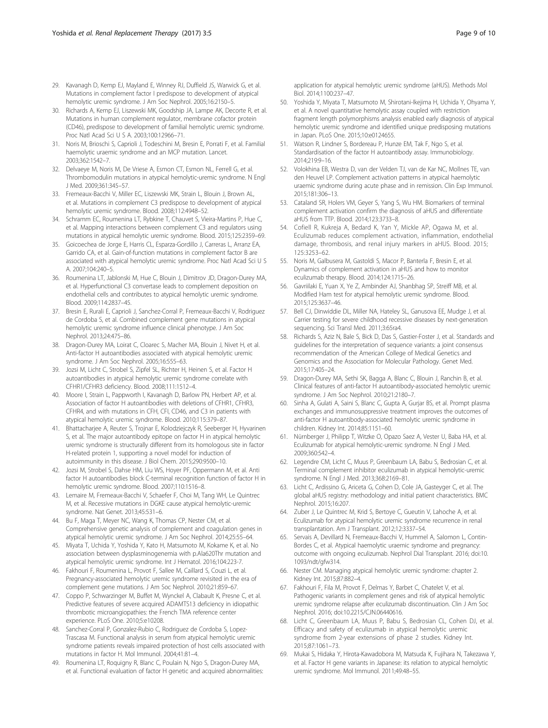29. Kavanagh D, Kemp EJ, Mayland E, Winney RJ, Duffield JS, Warwick G, et al. Mutations in complement factor I predispose to development of atypical hemolytic uremic syndrome. J Am Soc Nephrol. 2005;16:2150–5.
30. Richards A, Kemp EJ, Liszewski MK, Goodship JA, Lampe AK, Decorte R, et al. Mutations in human complement regulator, membrane cofactor protein (CD46), predispose to development of familial hemolytic uremic syndrome. Proc Natl Acad Sci U S A. 2003;100:12966–71.
31. Noris M, Brioschi S, Caprioli J, Todeschini M, Bresin E, Porrati F, et al. Familial haemolytic uraemic syndrome and an MCP mutation. Lancet. 2003;362:1542–7.
32. Delvaeye M, Noris M, De Vriese A, Esmon CT, Esmon NL, Ferrell G, et al. Thrombomodulin mutations in atypical hemolytic-uremic syndrome. N Engl J Med. 2009;361:345–57.
33. Fremeaux-Bacchi V, Miller EC, Liszewski MK, Strain L, Blouin J, Brown AL, et al. Mutations in complement C3 predispose to development of atypical hemolytic uremic syndrome. Blood. 2008;112:4948–52.
34. Schramm EC, Roumenina LT, Rybkine T, Chauvet S, Vieira-Martins P, Hue C, et al. Mapping interactions between complement C3 and regulators using mutations in atypical hemolytic uremic syndrome. Blood. 2015;125:2359–69.
35. Goicoechea de Jorge E, Harris CL, Esparza-Gordillo J, Carreras L, Arranz EA, Garrido CA, et al. Gain-of-function mutations in complement factor B are associated with atypical hemolytic uremic syndrome. Proc Natl Acad Sci U S A. 2007;104:240–5.
36. Roumenina LT, Jablonski M, Hue C, Blouin J, Dimitrov JD, Dragon-Durey MA, et al. Hyperfunctional C3 convertase leads to complement deposition on endothelial cells and contributes to atypical hemolytic uremic syndrome. Blood. 2009;114:2837–45.
37. Bresin E, Rurali E, Caprioli J, Sanchez-Corral P, Fremeaux-Bacchi V, Rodriguez de Cordoba S, et al. Combined complement gene mutations in atypical hemolytic uremic syndrome influence clinical phenotype. J Am Soc Nephrol. 2013;24:475–86.
38. Dragon-Durey MA, Loirat C, Cloarec S, Macher MA, Blouin J, Nivet H, et al. Anti-factor H autoantibodies associated with atypical hemolytic uremic syndrome. J Am Soc Nephrol. 2005;16:555–63.
39. Jozsi M, Licht C, Strobel S, Zipfel SL, Richter H, Heinen S, et al. Factor H autoantibodies in atypical hemolytic uremic syndrome correlate with CFHR1/CFHR3 deficiency. Blood. 2008;111:1512–4.
40. Moore I, Strain L, Pappworth I, Kavanagh D, Barlow PN, Herbert AP, et al. Association of factor H autoantibodies with deletions of CFHR1, CFHR3, CFHR4, and with mutations in CFH, CFI, CD46, and C3 in patients with atypical hemolytic uremic syndrome. Blood. 2010;115:379–87.
41. Bhattacharjee A, Reuter S, Trojnar E, Kolodziejczyk R, Seeberger H, Hyvarinen S, et al. The major autoantibody epitope on factor H in atypical hemolytic uremic syndrome is structurally different from its homologous site in factor H-related protein 1, supporting a novel model for induction of autoimmunity in this disease. J Biol Chem. 2015;290:9500–10.
42. Jozsi M, Strobel S, Dahse HM, Liu WS, Hoyer PF, Oppermann M, et al. Anti factor H autoantibodies block C-terminal recognition function of factor H in hemolytic uremic syndrome. Blood. 2007;110:1516–8.
43. Lemaire M, Fremeaux-Bacchi V, Schaefer F, Choi M, Tang WH, Le Quintrec M, et al. Recessive mutations in DGKE cause atypical hemolytic-uremic syndrome. Nat Genet. 2013;45:531–6.
44. Bu F, Maga T, Meyer NC, Wang K, Thomas CP, Nester CM, et al. Comprehensive genetic analysis of complement and coagulation genes in atypical hemolytic uremic syndrome. J Am Soc Nephrol. 2014;25:55–64.
45. Miyata T, Uchida Y, Yoshida Y, Kato H, Matsumoto M, Kokame K, et al. No association between dysplasminogenemia with p.Ala620Thr mutation and atypical hemolytic uremic syndrome. Int J Hematol. 2016;104:223-7.
46. Fakhouri F, Roumenina L, Provot F, Sallee M, Caillard S, Couzi L, et al. Pregnancy-associated hemolytic uremic syndrome revisited in the era of complement gene mutations. J Am Soc Nephrol. 2010;21:859–67.
47. Coppo P, Schwarzinger M, Buffet M, Wynckel A, Clabault K, Presne C, et al. Predictive features of severe acquired ADAMTS13 deficiency in idiopathic thrombotic microangiopathies: the French TMA reference center experience. PLoS One. 2010;5:e10208.
48. Sanchez-Corral P, Gonzalez-Rubio C, Rodriguez de Cordoba S, Lopez-Trascasa M. Functional analysis in serum from atypical hemolytic uremic syndrome patients reveals impaired protection of host cells associated with mutations in factor H. Mol Immunol. 2004;41:81–4.
49. Roumenina LT, Roquigny R, Blanc C, Poulain N, Ngo S, Dragon-Durey MA, et al. Functional evaluation of factor H genetic and acquired abnormalities: application for atypical hemolytic uremic syndrome (aHUS). Methods Mol Biol. 2014;1100:237–47.
50. Yoshida Y, Miyata T, Matsumoto M, Shirotani-Ikejima H, Uchida Y, Ohyama Y, et al. A novel quantitative hemolytic assay coupled with restriction fragment length polymorphisms analysis enabled early diagnosis of atypical hemolytic uremic syndrome and identified unique predisposing mutations in Japan. PLoS One. 2015;10:e0124655.
51. Watson R, Lindner S, Bordereau P, Hunze EM, Tak F, Ngo S, et al. Standardisation of the factor H autoantibody assay. Immunobiology. 2014;219:9–16.
52. Volokhina EB, Westra D, van der Velden TJ, van de Kar NC, Mollnes TE, van den Heuvel LP. Complement activation patterns in atypical haemolytic uraemic syndrome during acute phase and in remission. Clin Exp Immunol. 2015;181:306–13.
53. Cataland SR, Holers VM, Geyer S, Yang S, Wu HM. Biomarkers of terminal complement activation confirm the diagnosis of aHUS and differentiate aHUS from TTP. Blood. 2014;123:3733–8.
54. Cofiell R, Kukreja A, Bedard K, Yan Y, Mickle AP, Ogawa M, et al. Eculizumab reduces complement activation, inflammation, endothelial damage, thrombosis, and renal injury markers in aHUS. Blood. 2015; 125:3253–62.
55. Noris M, Galbusera M, Gastoldi S, Macor P, Banterla F, Bresin E, et al. Dynamics of complement activation in aHUS and how to monitor eculizumab therapy. Blood. 2014;124:1715–26.
56. Gavriilaki E, Yuan X, Ye Z, Ambinder AJ, Shanbhag SP, Streiff MB, et al. Modified Ham test for atypical hemolytic uremic syndrome. Blood. 2015;125:3637–46.
57. Bell CJ, Dinwiddie DL, Miller NA, Hateley SL, Ganusova EE, Mudge J, et al. Carrier testing for severe childhood recessive diseases by next-generation sequencing. Sci Transl Med. 2011;3:65ra4.
58. Richards S, Aziz N, Bale S, Bick D, Das S, Gastier-Foster J, et al. Standards and guidelines for the interpretation of sequence variants: a joint consensus recommendation of the American College of Medical Genetics and Genomics and the Association for Molecular Pathology. Genet Med. 2015;17:405–24.
59. Dragon-Durey MA, Sethi SK, Bagga A, Blanc C, Blouin J, Ranchin B, et al. Clinical features of anti-factor H autoantibody-associated hemolytic uremic syndrome. J Am Soc Nephrol. 2010;21:2180–7.
60. Sinha A, Gulati A, Saini S, Blanc C, Gupta A, Gurjar BS, et al. Prompt plasma exchanges and immunosuppressive treatment improves the outcomes of anti-factor H autoantibody-associated hemolytic uremic syndrome in children. Kidney Int. 2014;85:1151–60.
61. Nürnberger J, Philipp T, Witzke O, Opazo Saez A, Vester U, Baba HA, et al. Eculizumab for atypical hemolytic-uremic syndrome. N Engl J Med. 2009;360:542–4.
62. Legendre CM, Licht C, Muus P, Greenbaum LA, Babu S, Bedrosian C, et al. Terminal complement inhibitor eculizumab in atypical hemolytic-uremic syndrome. N Engl J Med. 2013;368:2169–81.
63. Licht C, Ardissino G, Ariceta G, Cohen D, Cole JA, Gasteyger C, et al. The global aHUS registry: methodology and initial patient characteristics. BMC Nephrol. 2015;16:207.
64. Zuber J, Le Quintrec M, Krid S, Bertoye C, Gueutin V, Lahoche A, et al. Eculizumab for atypical hemolytic uremic syndrome recurrence in renal transplantation. Am J Transplant. 2012;12:3337–54.
65. Servais A, Devillard N, Fremeaux-Bacchi V, Hummel A, Salomon L, Contin-Bordes C, et al. Atypical haemolytic uraemic syndrome and pregnancy: outcome with ongoing eculizumab. Nephrol Dial Transplant. 2016; doi:10.1093/ndt/gfw314.
66. Nester CM. Managing atypical hemolytic uremic syndrome: chapter 2. Kidney Int. 2015;87:882–4.
67. Fakhouri F, Fila M, Provot F, Delmas Y, Barbet C, Chatelet V, et al. Pathogenic variants in complement genes and risk of atypical hemolytic uremic syndrome relapse after eculizumab discontinuation. Clin J Am Soc Nephrol. 2016; doi:10.2215/CJN.06440616.
68. Licht C, Greenbaum LA, Muus P, Babu S, Bedrosian CL, Cohen DJ, et al. Efficacy and safety of eculizumab in atypical hemolytic uremic syndrome from 2-year extensions of phase 2 studies. Kidney Int. 2015;87:1061–73.
69. Mukai S, Hidaka Y, Hirota-Kawadobora M, Matsuda K, Fujihara N, Takezawa Y, et al. Factor H gene variants in Japanese: its relation to atypical hemolytic uremic syndrome. Mol Immunol. 2011;49:48–55.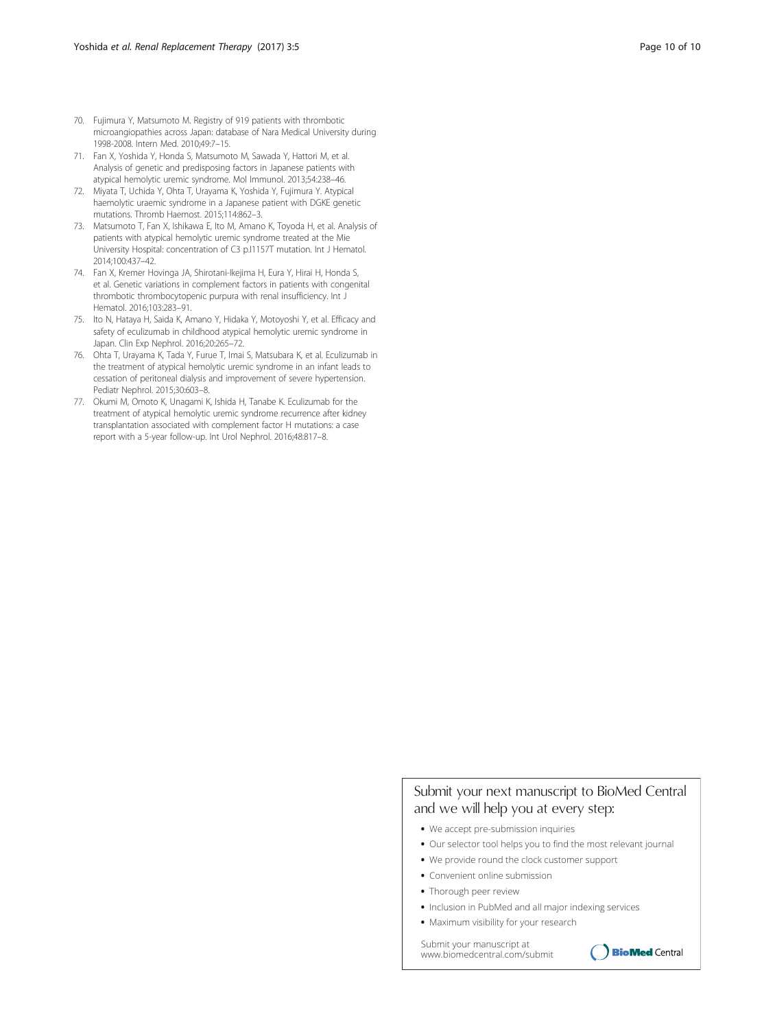70. Fujimura Y, Matsumoto M. Registry of 919 patients with thrombotic microangiopathies across Japan: database of Nara Medical University during 1998-2008. Intern Med. 2010;49:7–15.
71. Fan X, Yoshida Y, Honda S, Matsumoto M, Sawada Y, Hattori M, et al. Analysis of genetic and predisposing factors in Japanese patients with atypical hemolytic uremic syndrome. Mol Immunol. 2013;54:238–46.
72. Miyata T, Uchida Y, Ohta T, Urayama K, Yoshida Y, Fujimura Y. Atypical haemolytic uraemic syndrome in a Japanese patient with DGKE genetic mutations. Thromb Haemost. 2015;114:862–3.
73. Matsumoto T, Fan X, Ishikawa E, Ito M, Amano K, Toyoda H, et al. Analysis of patients with atypical hemolytic uremic syndrome treated at the Mie University Hospital: concentration of C3 p.I1157T mutation. Int J Hematol. 2014;100:437–42.
74. Fan X, Kremer Hovinga JA, Shirotani-Ikejima H, Eura Y, Hirai H, Honda S, et al. Genetic variations in complement factors in patients with congenital thrombotic thrombocytopenic purpura with renal insufficiency. Int J Hematol. 2016;103:283–91.
75. Ito N, Hataya H, Saida K, Amano Y, Hidaka Y, Motoyoshi Y, et al. Efficacy and safety of eculizumab in childhood atypical hemolytic uremic syndrome in Japan. Clin Exp Nephrol. 2016;20:265–72.
76. Ohta T, Urayama K, Tada Y, Furue T, Imai S, Matsubara K, et al. Eculizumab in the treatment of atypical hemolytic uremic syndrome in an infant leads to cessation of peritoneal dialysis and improvement of severe hypertension. Pediatr Nephrol. 2015;30:603–8.
77. Okumi M, Omoto K, Unagami K, Ishida H, Tanabe K. Eculizumab for the treatment of atypical hemolytic uremic syndrome recurrence after kidney transplantation associated with complement factor H mutations: a case report with a 5-year follow-up. Int Urol Nephrol. 2016;48:817–8.

Submit your next manuscript to BioMed Central and we will help you at every step:

- We accept pre-submission inquiries
- Our selector tool helps you to find the most relevant journal
- We provide round the clock customer support
- Convenient online submission
- Thorough peer review
- Inclusion in PubMed and all major indexing services
- Maximum visibility for your research

Submit your manuscript at www.biomedcentral.com/submit